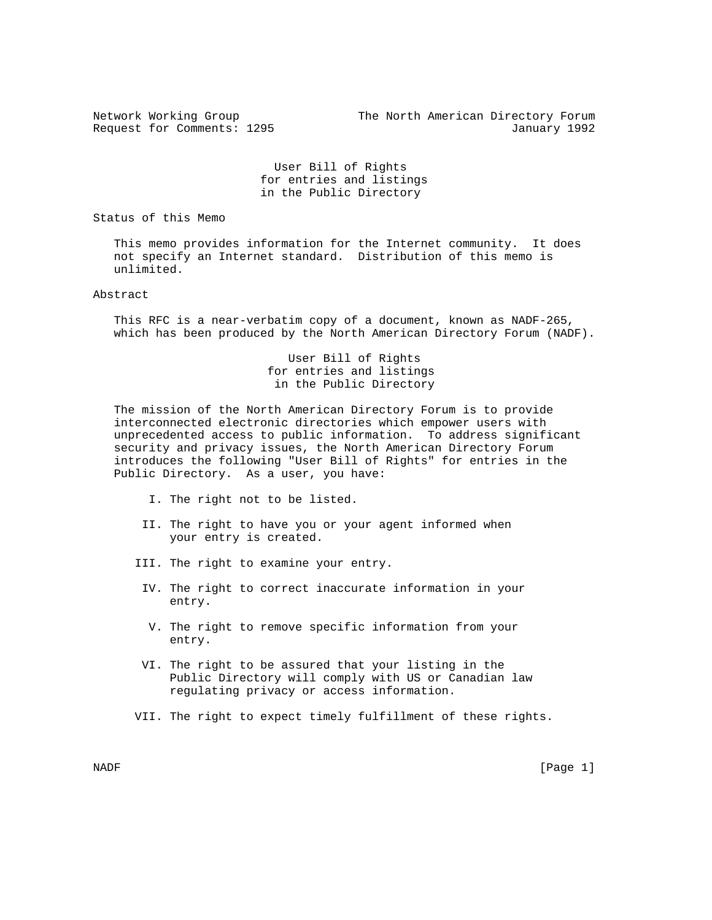Network Working Group | The North American Directory Forum
Request for Comments: 1295 | January 1992

# User Bill of Rights for entries and listings in the Public Directory

## Status of this Memo

This memo provides information for the Internet community. It does not specify an Internet standard. Distribution of this memo is unlimited.

## Abstract

This RFC is a near-verbatim copy of a document, known as NADF-265, which has been produced by the North American Directory Forum (NADF).

## User Bill of Rights for entries and listings in the Public Directory

The mission of the North American Directory Forum is to provide interconnected electronic directories which empower users with unprecedented access to public information. To address significant security and privacy issues, the North American Directory Forum introduces the following "User Bill of Rights" for entries in the Public Directory. As a user, you have:

I. The right not to be listed.

II. The right to have you or your agent informed when your entry is created.

III. The right to examine your entry.

IV. The right to correct inaccurate information in your entry.

V. The right to remove specific information from your entry.

VI. The right to be assured that your listing in the Public Directory will comply with US or Canadian law regulating privacy or access information.

VII. The right to expect timely fulfillment of these rights.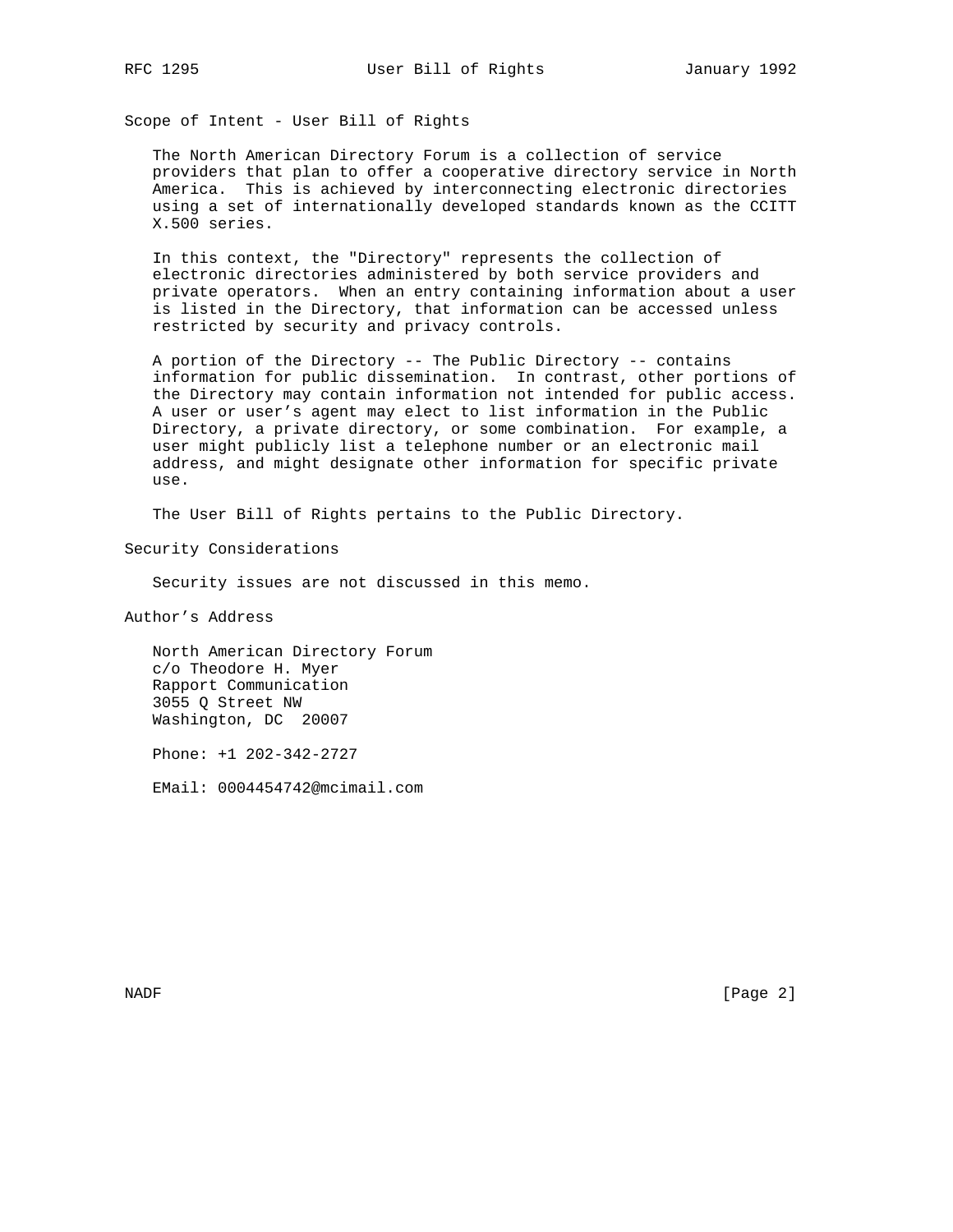## Scope of Intent - User Bill of Rights

The North American Directory Forum is a collection of service providers that plan to offer a cooperative directory service in North America. This is achieved by interconnecting electronic directories using a set of internationally developed standards known as the CCITT X.500 series.

In this context, the "Directory" represents the collection of electronic directories administered by both service providers and private operators. When an entry containing information about a user is listed in the Directory, that information can be accessed unless restricted by security and privacy controls.

A portion of the Directory -- The Public Directory -- contains information for public dissemination. In contrast, other portions of the Directory may contain information not intended for public access. A user or user's agent may elect to list information in the Public Directory, a private directory, or some combination. For example, a user might publicly list a telephone number or an electronic mail address, and might designate other information for specific private use.

The User Bill of Rights pertains to the Public Directory.

## Security Considerations

Security issues are not discussed in this memo.

## Author's Address

North American Directory Forum
c/o Theodore H. Myer
Rapport Communication
3055 Q Street NW
Washington, DC 20007

Phone: +1 202-342-2727

EMail: 0004454742@mcimail.com